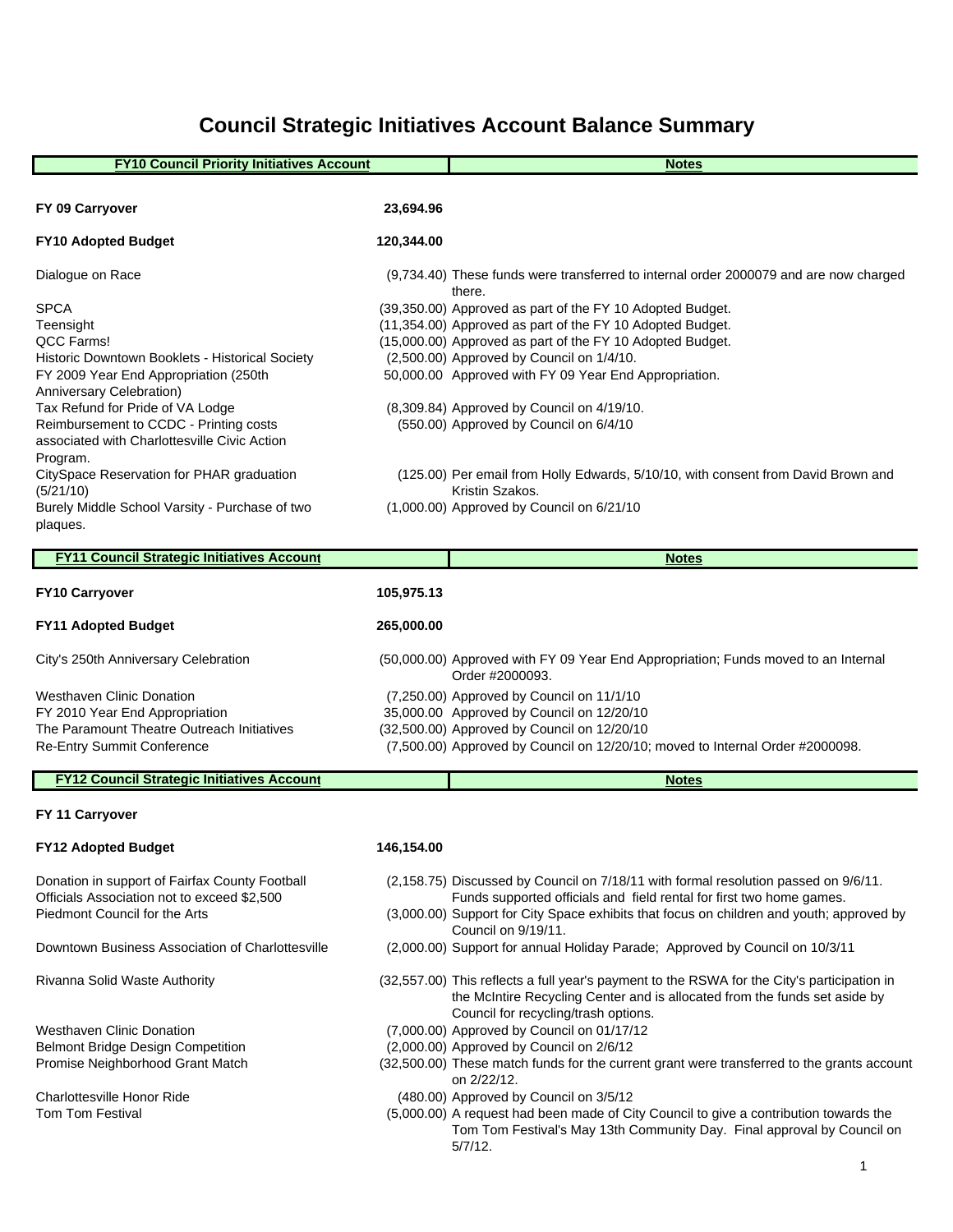# Council Strategic Initiatives Account Balance Summary

| FY10 Council Priority Initiatives Account | | Notes |
|---|---|---|
| **FY 09 Carryover** | **23,694.96** | |
| **FY10 Adopted Budget** | **120,344.00** | |
| Dialogue on Race | (9,734.40) | These funds were transferred to internal order 2000079 and are now charged there. |
| SPCA | (39,350.00) | Approved as part of the FY 10 Adopted Budget. |
| Teensight | (11,354.00) | Approved as part of the FY 10 Adopted Budget. |
| QCC Farms! | (15,000.00) | Approved as part of the FY 10 Adopted Budget. |
| Historic Downtown Booklets - Historical Society | (2,500.00) | Approved by Council on 1/4/10. |
| FY 2009 Year End Appropriation (250th Anniversary Celebration) | 50,000.00 | Approved with FY 09 Year End Appropriation. |
| Tax Refund for Pride of VA Lodge | (8,309.84) | Approved by Council on 4/19/10. |
| Reimbursement to CCDC - Printing costs associated with Charlottesville Civic Action Program. | (550.00) | Approved by Council on 6/4/10 |
| CitySpace Reservation for PHAR graduation (5/21/10) | (125.00) | Per email from Holly Edwards, 5/10/10, with consent from David Brown and Kristin Szakos. |
| Burely Middle School Varsity - Purchase of two plaques. | (1,000.00) | Approved by Council on 6/21/10 |

| FY11 Council Strategic Initiatives Account | | Notes |
|---|---|---|
| **FY10 Carryover** | **105,975.13** | |
| **FY11 Adopted Budget** | **265,000.00** | |
| City's 250th Anniversary Celebration | (50,000.00) | Approved with FY 09 Year End Appropriation; Funds moved to an Internal Order #2000093. |
| Westhaven Clinic Donation | (7,250.00) | Approved by Council on 11/1/10 |
| FY 2010 Year End Appropriation | 35,000.00 | Approved by Council on 12/20/10 |
| The Paramount Theatre Outreach Initiatives | (32,500.00) | Approved by Council on 12/20/10 |
| Re-Entry Summit Conference | (7,500.00) | Approved by Council on 12/20/10; moved to Internal Order #2000098. |

| FY12 Council Strategic Initiatives Account | | Notes |
|---|---|---|
| **FY 11 Carryover** | | |
| **FY12 Adopted Budget** | **146,154.00** | |
| Donation in support of Fairfax County Football Officials Association not to exceed $2,500 | (2,158.75) | Discussed by Council on 7/18/11 with formal resolution passed on 9/6/11. Funds supported officials and field rental for first two home games. |
| Piedmont Council for the Arts | (3,000.00) | Support for City Space exhibits that focus on children and youth; approved by Council on 9/19/11. |
| Downtown Business Association of Charlottesville | (2,000.00) | Support for annual Holiday Parade; Approved by Council on 10/3/11 |
| Rivanna Solid Waste Authority | (32,557.00) | This reflects a full year's payment to the RSWA for the City's participation in the McIntire Recycling Center and is allocated from the funds set aside by Council for recycling/trash options. |
| Westhaven Clinic Donation | (7,000.00) | Approved by Council on 01/17/12 |
| Belmont Bridge Design Competition | (2,000.00) | Approved by Council on 2/6/12 |
| Promise Neighborhood Grant Match | (32,500.00) | These match funds for the current grant were transferred to the grants account on 2/22/12. |
| Charlottesville Honor Ride | (480.00) | Approved by Council on 3/5/12 |
| Tom Tom Festival | (5,000.00) | A request had been made of City Council to give a contribution towards the Tom Tom Festival's May 13th Community Day. Final approval by Council on 5/7/12. |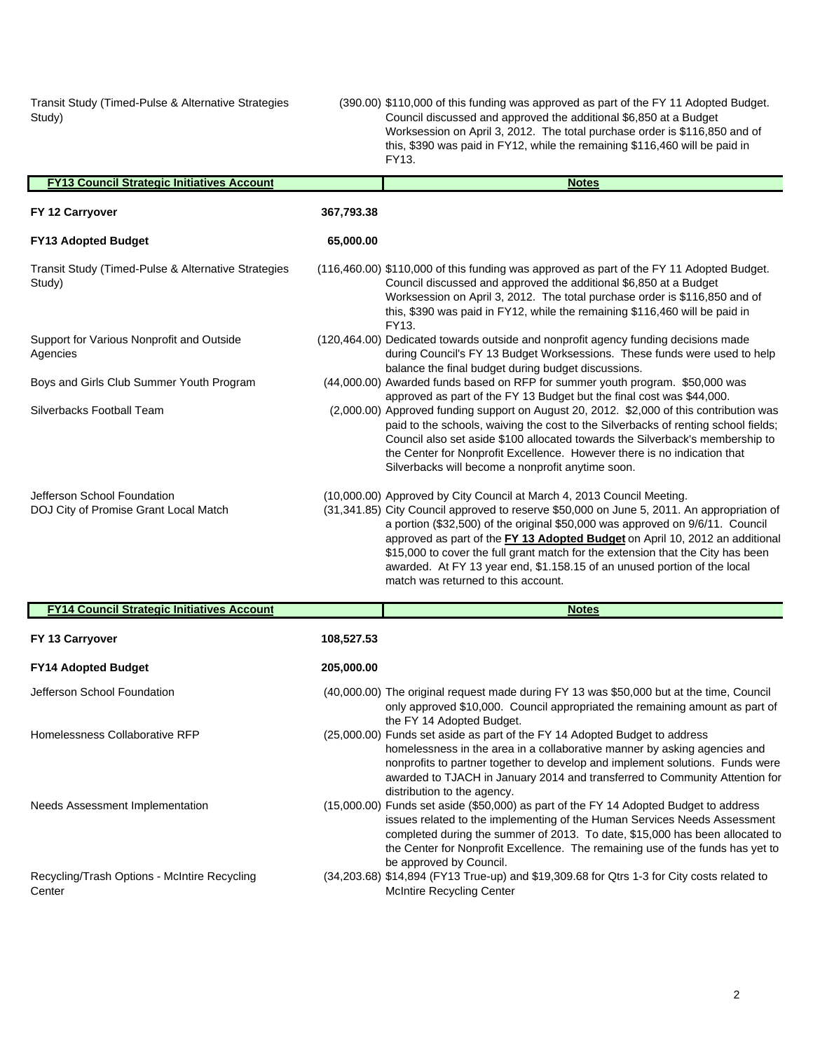| | | |
|---|---|---|
| Transit Study (Timed-Pulse & Alternative Strategies Study) | (390.00) | $110,000 of this funding was approved as part of the FY 11 Adopted Budget. Council discussed and approved the additional $6,850 at a Budget Worksession on April 3, 2012. The total purchase order is $116,850 and of this, $390 was paid in FY12, while the remaining $116,460 will be paid in FY13. |

| **FY13 Council Strategic Initiatives Account** | | **Notes** |
|---|---|---|
| **FY 12 Carryover** | **367,793.38** | |
| **FY13 Adopted Budget** | **65,000.00** | |
| Transit Study (Timed-Pulse & Alternative Strategies Study) | (116,460.00) | $110,000 of this funding was approved as part of the FY 11 Adopted Budget. Council discussed and approved the additional $6,850 at a Budget Worksession on April 3, 2012. The total purchase order is $116,850 and of this, $390 was paid in FY12, while the remaining $116,460 will be paid in FY13. |
| Support for Various Nonprofit and Outside Agencies | (120,464.00) | Dedicated towards outside and nonprofit agency funding decisions made during Council's FY 13 Budget Worksessions. These funds were used to help balance the final budget during budget discussions. |
| Boys and Girls Club Summer Youth Program | (44,000.00) | Awarded funds based on RFP for summer youth program. $50,000 was approved as part of the FY 13 Budget but the final cost was $44,000. |
| Silverbacks Football Team | (2,000.00) | Approved funding support on August 20, 2012. $2,000 of this contribution was paid to the schools, waiving the cost to the Silverbacks of renting school fields; Council also set aside $100 allocated towards the Silverback's membership to the Center for Nonprofit Excellence. However there is no indication that Silverbacks will become a nonprofit anytime soon. |
| Jefferson School Foundation | (10,000.00) | Approved by City Council at March 4, 2013 Council Meeting. |
| DOJ City of Promise Grant Local Match | (31,341.85) | City Council approved to reserve $50,000 on June 5, 2011. An appropriation of a portion ($32,500) of the original $50,000 was approved on 9/6/11. Council approved as part of the **FY 13 Adopted Budget** on April 10, 2012 an additional $15,000 to cover the full grant match for the extension that the City has been awarded. At FY 13 year end, $1.158.15 of an unused portion of the local match was returned to this account. |

| **FY14 Council Strategic Initiatives Account** | | **Notes** |
|---|---|---|
| **FY 13 Carryover** | **108,527.53** | |
| **FY14 Adopted Budget** | **205,000.00** | |
| Jefferson School Foundation | (40,000.00) | The original request made during FY 13 was $50,000 but at the time, Council only approved $10,000. Council appropriated the remaining amount as part of the FY 14 Adopted Budget. |
| Homelessness Collaborative RFP | (25,000.00) | Funds set aside as part of the FY 14 Adopted Budget to address homelessness in the area in a collaborative manner by asking agencies and nonprofits to partner together to develop and implement solutions. Funds were awarded to TJACH in January 2014 and transferred to Community Attention for distribution to the agency. |
| Needs Assessment Implementation | (15,000.00) | Funds set aside ($50,000) as part of the FY 14 Adopted Budget to address issues related to the implementing of the Human Services Needs Assessment completed during the summer of 2013. To date, $15,000 has been allocated to the Center for Nonprofit Excellence. The remaining use of the funds has yet to be approved by Council. |
| Recycling/Trash Options - McIntire Recycling Center | (34,203.68) | $14,894 (FY13 True-up) and $19,309.68 for Qtrs 1-3 for City costs related to McIntire Recycling Center |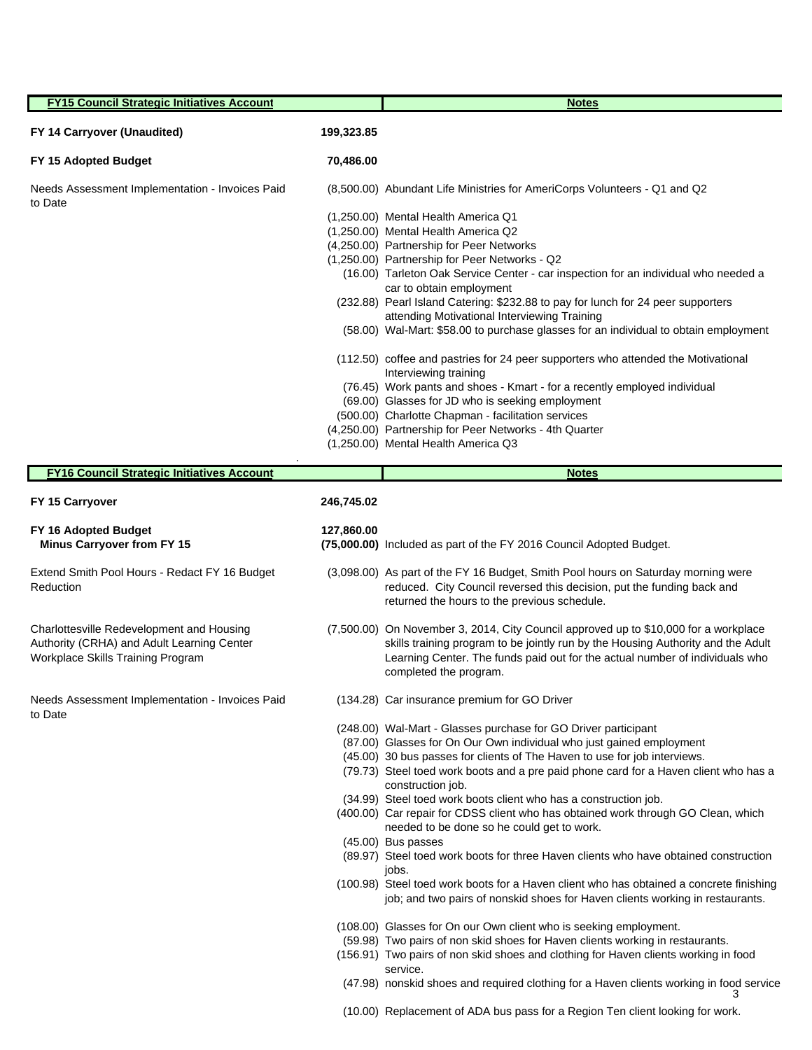| FY15 Council Strategic Initiatives Account | | Notes |
|---|---|---|
| **FY 14 Carryover (Unaudited)** | **199,323.85** | |
| **FY 15 Adopted Budget** | **70,486.00** | |
| Needs Assessment Implementation - Invoices Paid to Date | (8,500.00) | Abundant Life Ministries for AmeriCorps Volunteers - Q1 and Q2 |
| | (1,250.00) | Mental Health America Q1 |
| | (1,250.00) | Mental Health America Q2 |
| | (4,250.00) | Partnership for Peer Networks |
| | (1,250.00) | Partnership for Peer Networks - Q2 |
| | (16.00) | Tarleton Oak Service Center - car inspection for an individual who needed a car to obtain employment |
| | (232.88) | Pearl Island Catering: $232.88 to pay for lunch for 24 peer supporters attending Motivational Interviewing Training |
| | (58.00) | Wal-Mart: $58.00 to purchase glasses for an individual to obtain employment |
| | (112.50) | coffee and pastries for 24 peer supporters who attended the Motivational Interviewing training |
| | (76.45) | Work pants and shoes - Kmart - for a recently employed individual |
| | (69.00) | Glasses for JD who is seeking employment |
| | (500.00) | Charlotte Chapman - facilitation services |
| | (4,250.00) | Partnership for Peer Networks - 4th Quarter |
| | (1,250.00) | Mental Health America Q3 |

| FY16 Council Strategic Initiatives Account | | Notes |
|---|---|---|
| **FY 15 Carryover** | **246,745.02** | |
| **FY 16 Adopted Budget** | **127,860.00** | |
| **Minus Carryover from FY 15** | **(75,000.00)** | Included as part of the FY 2016 Council Adopted Budget. |
| Extend Smith Pool Hours - Redact FY 16 Budget Reduction | (3,098.00) | As part of the FY 16 Budget, Smith Pool hours on Saturday morning were reduced. City Council reversed this decision, put the funding back and returned the hours to the previous schedule. |
| Charlottesville Redevelopment and Housing Authority (CRHA) and Adult Learning Center Workplace Skills Training Program | (7,500.00) | On November 3, 2014, City Council approved up to $10,000 for a workplace skills training program to be jointly run by the Housing Authority and the Adult Learning Center. The funds paid out for the actual number of individuals who completed the program. |
| Needs Assessment Implementation - Invoices Paid to Date | (134.28) | Car insurance premium for GO Driver |
| | (248.00) | Wal-Mart - Glasses purchase for GO Driver participant |
| | (87.00) | Glasses for On Our Own individual who just gained employment |
| | (45.00) | 30 bus passes for clients of The Haven to use for job interviews. |
| | (79.73) | Steel toed work boots and a pre paid phone card for a Haven client who has a construction job. |
| | (34.99) | Steel toed work boots client who has a construction job. |
| | (400.00) | Car repair for CDSS client who has obtained work through GO Clean, which needed to be done so he could get to work. |
| | (45.00) | Bus passes |
| | (89.97) | Steel toed work boots for three Haven clients who have obtained construction jobs. |
| | (100.98) | Steel toed work boots for a Haven client who has obtained a concrete finishing job; and two pairs of nonskid shoes for Haven clients working in restaurants. |
| | (108.00) | Glasses for On our Own client who is seeking employment. |
| | (59.98) | Two pairs of non skid shoes for Haven clients working in restaurants. |
| | (156.91) | Two pairs of non skid shoes and clothing for Haven clients working in food service. |
| | (47.98) | nonskid shoes and required clothing for a Haven clients working in food service |
| | (10.00) | Replacement of ADA bus pass for a Region Ten client looking for work. |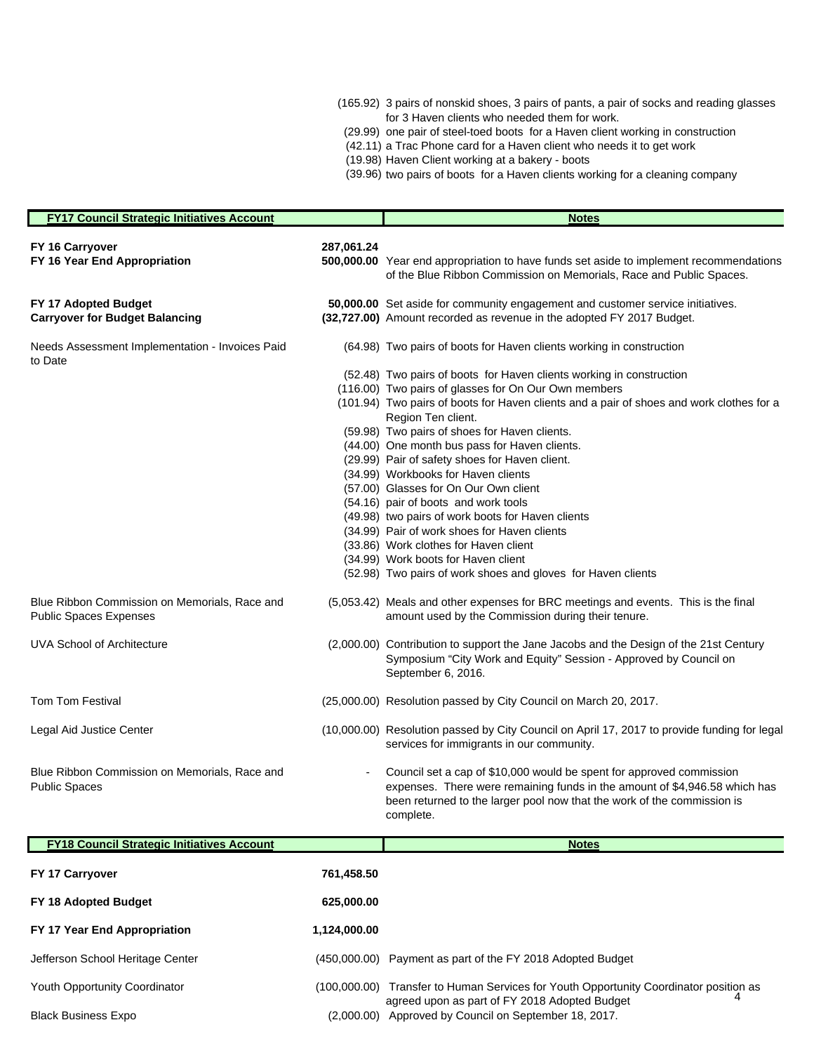| | | |
|---|---|---|
| | (165.92) | 3 pairs of nonskid shoes, 3 pairs of pants, a pair of socks and reading glasses for 3 Haven clients who needed them for work. |
| | (29.99) | one pair of steel-toed boots for a Haven client working in construction |
| | (42.11) | a Trac Phone card for a Haven client who needs it to get work |
| | (19.98) | Haven Client working at a bakery - boots |
| | (39.96) | two pairs of boots for a Haven clients working for a cleaning company |

| FY17 Council Strategic Initiatives Account | | Notes |
|---|---|---|
| **FY 16 Carryover** | **287,061.24** | |
| **FY 16 Year End Appropriation** | **500,000.00** | Year end appropriation to have funds set aside to implement recommendations of the Blue Ribbon Commission on Memorials, Race and Public Spaces. |
| **FY 17 Adopted Budget** | **50,000.00** | Set aside for community engagement and customer service initiatives. |
| **Carryover for Budget Balancing** | **(32,727.00)** | Amount recorded as revenue in the adopted FY 2017 Budget. |
| Needs Assessment Implementation - Invoices Paid to Date | (64.98) | Two pairs of boots for Haven clients working in construction |
| | (52.48) | Two pairs of boots for Haven clients working in construction |
| | (116.00) | Two pairs of glasses for On Our Own members |
| | (101.94) | Two pairs of boots for Haven clients and a pair of shoes and work clothes for a Region Ten client. |
| | (59.98) | Two pairs of shoes for Haven clients. |
| | (44.00) | One month bus pass for Haven clients. |
| | (29.99) | Pair of safety shoes for Haven client. |
| | (34.99) | Workbooks for Haven clients |
| | (57.00) | Glasses for On Our Own client |
| | (54.16) | pair of boots and work tools |
| | (49.98) | two pairs of work boots for Haven clients |
| | (34.99) | Pair of work shoes for Haven clients |
| | (33.86) | Work clothes for Haven client |
| | (34.99) | Work boots for Haven client |
| | (52.98) | Two pairs of work shoes and gloves for Haven clients |
| Blue Ribbon Commission on Memorials, Race and Public Spaces Expenses | (5,053.42) | Meals and other expenses for BRC meetings and events. This is the final amount used by the Commission during their tenure. |
| UVA School of Architecture | (2,000.00) | Contribution to support the Jane Jacobs and the Design of the 21st Century Symposium "City Work and Equity" Session - Approved by Council on September 6, 2016. |
| Tom Tom Festival | (25,000.00) | Resolution passed by City Council on March 20, 2017. |
| Legal Aid Justice Center | (10,000.00) | Resolution passed by City Council on April 17, 2017 to provide funding for legal services for immigrants in our community. |
| Blue Ribbon Commission on Memorials, Race and Public Spaces | - | Council set a cap of $10,000 would be spent for approved commission expenses. There were remaining funds in the amount of $4,946.58 which has been returned to the larger pool now that the work of the commission is complete. |

| FY18 Council Strategic Initiatives Account | | Notes |
|---|---|---|
| **FY 17 Carryover** | **761,458.50** | |
| **FY 18 Adopted Budget** | **625,000.00** | |
| **FY 17 Year End Appropriation** | **1,124,000.00** | |
| Jefferson School Heritage Center | (450,000.00) | Payment as part of the FY 2018 Adopted Budget |
| Youth Opportunity Coordinator | (100,000.00) | Transfer to Human Services for Youth Opportunity Coordinator position as agreed upon as part of FY 2018 Adopted Budget |
| Black Business Expo | (2,000.00) | Approved by Council on September 18, 2017. |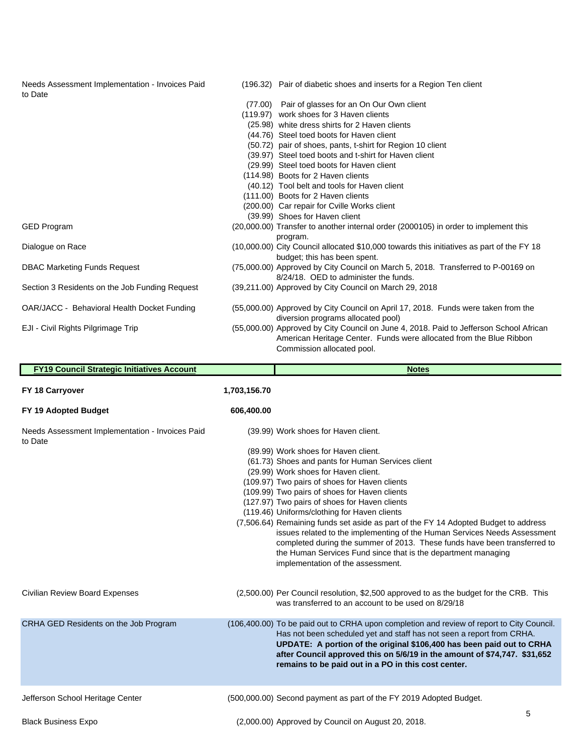| | | |
|---|---|---|
| Needs Assessment Implementation - Invoices Paid to Date | (196.32) | Pair of diabetic shoes and inserts for a Region Ten client |
| | (77.00) | Pair of glasses for an On Our Own client |
| | (119.97) | work shoes for 3 Haven clients |
| | (25.98) | white dress shirts for 2 Haven clients |
| | (44.76) | Steel toed boots for Haven client |
| | (50.72) | pair of shoes, pants, t-shirt for Region 10 client |
| | (39.97) | Steel toed boots and t-shirt for Haven client |
| | (29.99) | Steel toed boots for Haven client |
| | (114.98) | Boots for 2 Haven clients |
| | (40.12) | Tool belt and tools for Haven client |
| | (111.00) | Boots for 2 Haven clients |
| | (200.00) | Car repair for Cville Works client |
| | (39.99) | Shoes for Haven client |
| GED Program | (20,000.00) | Transfer to another internal order (2000105) in order to implement this program. |
| Dialogue on Race | (10,000.00) | City Council allocated $10,000 towards this initiatives as part of the FY 18 budget; this has been spent. |
| DBAC Marketing Funds Request | (75,000.00) | Approved by City Council on March 5, 2018. Transferred to P-00169 on 8/24/18. OED to administer the funds. |
| Section 3 Residents on the Job Funding Request | (39,211.00) | Approved by City Council on March 29, 2018 |
| OAR/JACC - Behavioral Health Docket Funding | (55,000.00) | Approved by City Council on April 17, 2018. Funds were taken from the diversion programs allocated pool) |
| EJI - Civil Rights Pilgrimage Trip | (55,000.00) | Approved by City Council on June 4, 2018. Paid to Jefferson School African American Heritage Center. Funds were allocated from the Blue Ribbon Commission allocated pool. |

| FY19 Council Strategic Initiatives Account | | Notes |
|---|---|---|
| **FY 18 Carryover** | **1,703,156.70** | |
| **FY 19 Adopted Budget** | **606,400.00** | |
| Needs Assessment Implementation - Invoices Paid to Date | (39.99) | Work shoes for Haven client. |
| | (89.99) | Work shoes for Haven client. |
| | (61.73) | Shoes and pants for Human Services client |
| | (29.99) | Work shoes for Haven client. |
| | (109.97) | Two pairs of shoes for Haven clients |
| | (109.99) | Two pairs of shoes for Haven clients |
| | (127.97) | Two pairs of shoes for Haven clients |
| | (119.46) | Uniforms/clothing for Haven clients |
| | (7,506.64) | Remaining funds set aside as part of the FY 14 Adopted Budget to address issues related to the implementing of the Human Services Needs Assessment completed during the summer of 2013. These funds have been transferred to the Human Services Fund since that is the department managing implementation of the assessment. |
| Civilian Review Board Expenses | (2,500.00) | Per Council resolution, $2,500 approved to as the budget for the CRB. This was transferred to an account to be used on 8/29/18 |
| CRHA GED Residents on the Job Program | (106,400.00) | To be paid out to CRHA upon completion and review of report to City Council. Has not been scheduled yet and staff has not seen a report from CRHA. **UPDATE: A portion of the original $106,400 has been paid out to CRHA after Council approved this on 5/6/19 in the amount of $74,747. $31,652 remains to be paid out in a PO in this cost center.** |
| Jefferson School Heritage Center | (500,000.00) | Second payment as part of the FY 2019 Adopted Budget. |
| Black Business Expo | (2,000.00) | Approved by Council on August 20, 2018. |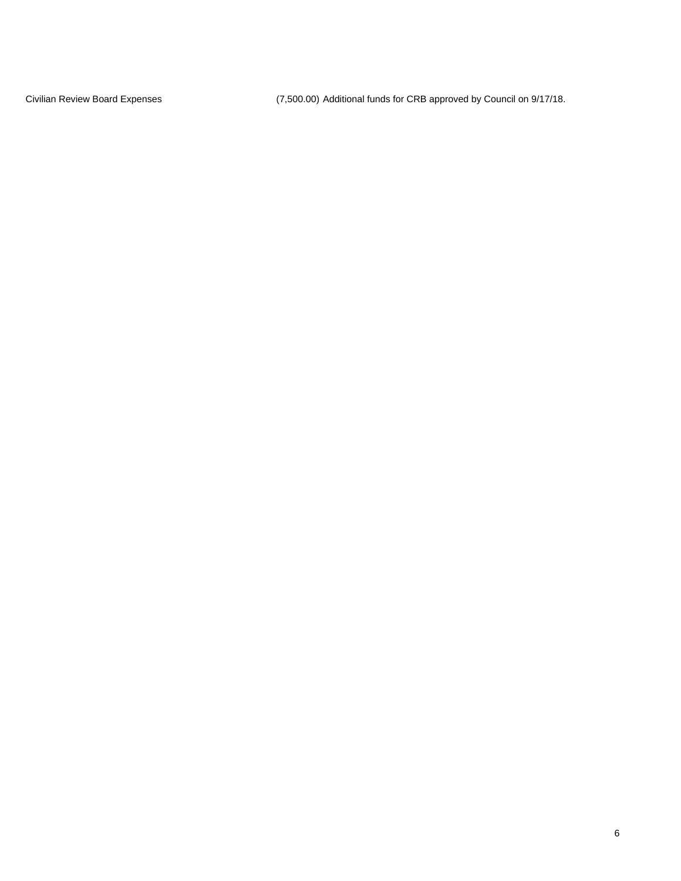| | | |
|---|---|---|
| Civilian Review Board Expenses | (7,500.00) | Additional funds for CRB approved by Council on 9/17/18. |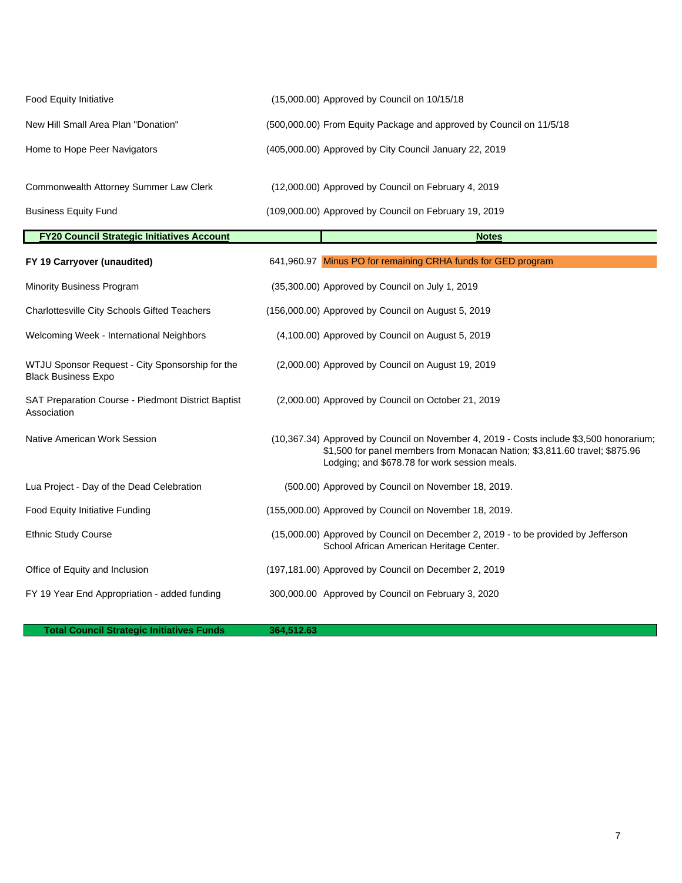| | | |
|---|---|---|
| Food Equity Initiative | (15,000.00) | Approved by Council on 10/15/18 |
| New Hill Small Area Plan "Donation" | (500,000.00) | From Equity Package and approved by Council on 11/5/18 |
| Home to Hope Peer Navigators | (405,000.00) | Approved by City Council January 22, 2019 |
| Commonwealth Attorney Summer Law Clerk | (12,000.00) | Approved by Council on February 4, 2019 |
| Business Equity Fund | (109,000.00) | Approved by Council on February 19, 2019 |

| **FY20 Council Strategic Initiatives Account** | | **Notes** |
|---|---|---|
| **FY 19 Carryover (unaudited)** | 641,960.97 | Minus PO for remaining CRHA funds for GED program |
| Minority Business Program | (35,300.00) | Approved by Council on July 1, 2019 |
| Charlottesville City Schools Gifted Teachers | (156,000.00) | Approved by Council on August 5, 2019 |
| Welcoming Week - International Neighbors | (4,100.00) | Approved by Council on August 5, 2019 |
| WTJU Sponsor Request - City Sponsorship for the Black Business Expo | (2,000.00) | Approved by Council on August 19, 2019 |
| SAT Preparation Course - Piedmont District Baptist Association | (2,000.00) | Approved by Council on October 21, 2019 |
| Native American Work Session | (10,367.34) | Approved by Council on November 4, 2019 - Costs include $3,500 honorarium; $1,500 for panel members from Monacan Nation; $3,811.60 travel; $875.96 Lodging; and $678.78 for work session meals. |
| Lua Project - Day of the Dead Celebration | (500.00) | Approved by Council on November 18, 2019. |
| Food Equity Initiative Funding | (155,000.00) | Approved by Council on November 18, 2019. |
| Ethnic Study Course | (15,000.00) | Approved by Council on December 2, 2019 - to be provided by Jefferson School African American Heritage Center. |
| Office of Equity and Inclusion | (197,181.00) | Approved by Council on December 2, 2019 |
| FY 19 Year End Appropriation - added funding | 300,000.00 | Approved by Council on February 3, 2020 |
| **Total Council Strategic Initiatives Funds** | **364,512.63** | |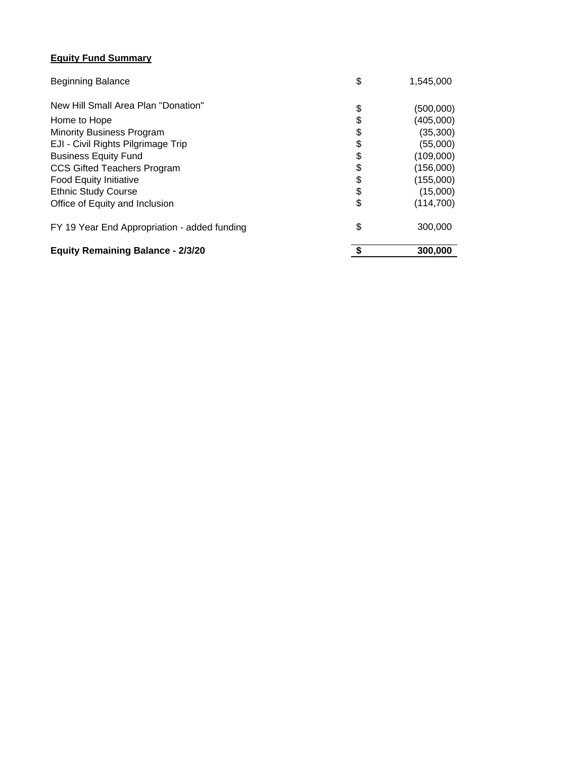**Equity Fund Summary**

| | | |
|---|---|---|
| Beginning Balance | $ | 1,545,000 |
| New Hill Small Area Plan "Donation" | $ | (500,000) |
| Home to Hope | $ | (405,000) |
| Minority Business Program | $ | (35,300) |
| EJI - Civil Rights Pilgrimage Trip | $ | (55,000) |
| Business Equity Fund | $ | (109,000) |
| CCS Gifted Teachers Program | $ | (156,000) |
| Food Equity Initiative | $ | (155,000) |
| Ethnic Study Course | $ | (15,000) |
| Office of Equity and Inclusion | $ | (114,700) |
| FY 19 Year End Appropriation - added funding | $ | 300,000 |
| **Equity Remaining Balance - 2/3/20** | **$** | **300,000** |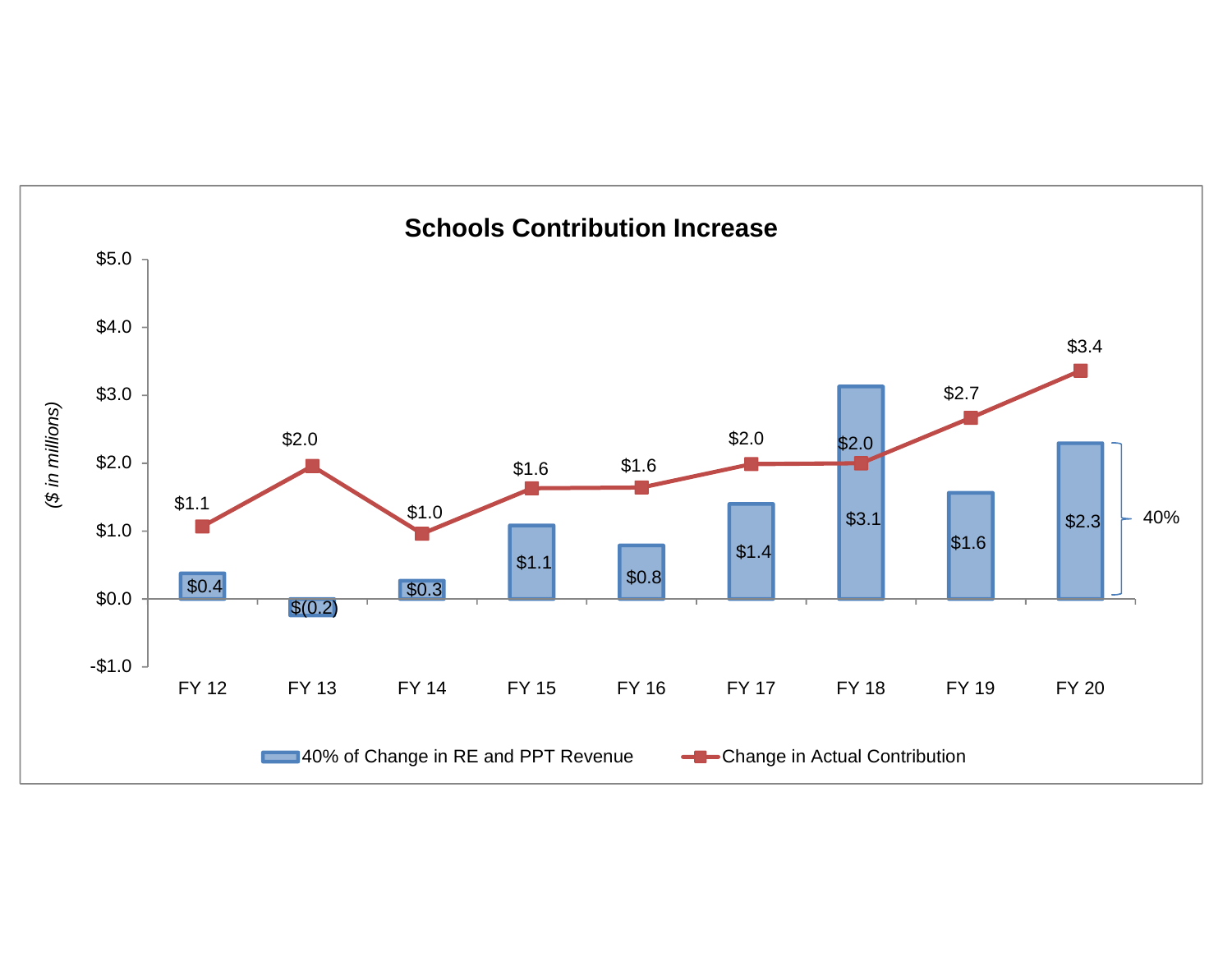## Schools Contribution Increase

($ in millions)

| | FY 12 | FY 13 | FY 14 | FY 15 | FY 16 | FY 17 | FY 18 | FY 19 | FY 20 |
|---|---|---|---|---|---|---|---|---|---|
| 40% of Change in RE and PPT Revenue | $0.4 | $(0.2) | $0.3 | $1.1 | $0.8 | $1.4 | $3.1 | $1.6 | $2.3 |
| Change in Actual Contribution | $1.1 | $2.0 | $1.0 | $1.6 | $1.6 | $2.0 | $2.0 | $2.7 | $3.4 |

40%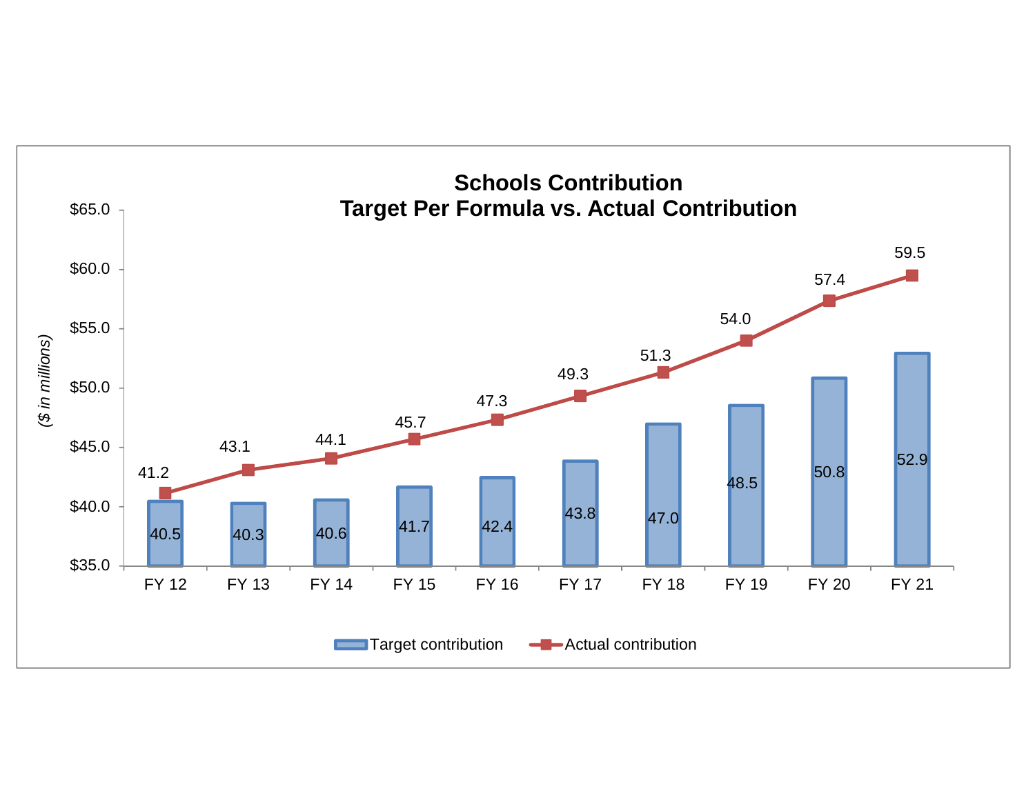## Schools Contribution
## Target Per Formula vs. Actual Contribution

*($ in millions)*

| | FY 12 | FY 13 | FY 14 | FY 15 | FY 16 | FY 17 | FY 18 | FY 19 | FY 20 | FY 21 |
|---|---|---|---|---|---|---|---|---|---|---|
| Target contribution | 40.5 | 40.3 | 40.6 | 41.7 | 42.4 | 43.8 | 47.0 | 48.5 | 50.8 | 52.9 |
| Actual contribution | 41.2 | 43.1 | 44.1 | 45.7 | 47.3 | 49.3 | 51.3 | 54.0 | 57.4 | 59.5 |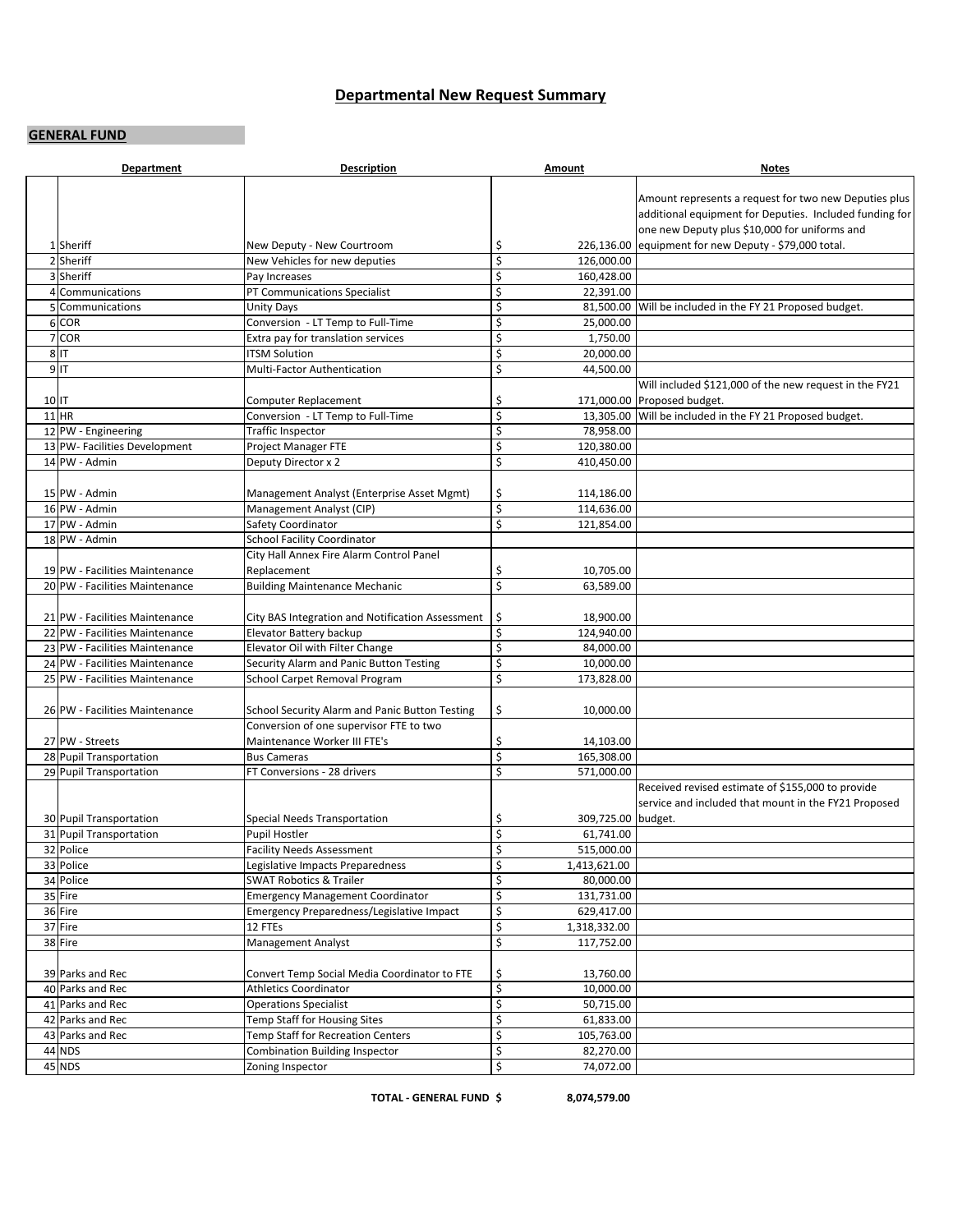# Departmental New Request Summary

## GENERAL FUND

| | Department | Description | Amount | Notes |
|---|---|---|---|---|
| 1 | Sheriff | New Deputy - New Courtroom | $ 226,136.00 | Amount represents a request for two new Deputies plus additional equipment for Deputies. Included funding for one new Deputy plus $10,000 for uniforms and equipment for new Deputy - $79,000 total. |
| 2 | Sheriff | New Vehicles for new deputies | $ 126,000.00 | |
| 3 | Sheriff | Pay Increases | $ 160,428.00 | |
| 4 | Communications | PT Communications Specialist | $ 22,391.00 | |
| 5 | Communications | Unity Days | $ 81,500.00 | Will be included in the FY 21 Proposed budget. |
| 6 | COR | Conversion - LT Temp to Full-Time | $ 25,000.00 | |
| 7 | COR | Extra pay for translation services | $ 1,750.00 | |
| 8 | IT | ITSM Solution | $ 20,000.00 | |
| 9 | IT | Multi-Factor Authentication | $ 44,500.00 | |
| 10 | IT | Computer Replacement | $ 171,000.00 | Will included $121,000 of the new request in the FY21 Proposed budget. |
| 11 | HR | Conversion - LT Temp to Full-Time | $ 13,305.00 | Will be included in the FY 21 Proposed budget. |
| 12 | PW - Engineering | Traffic Inspector | $ 78,958.00 | |
| 13 | PW- Facilities Development | Project Manager FTE | $ 120,380.00 | |
| 14 | PW - Admin | Deputy Director x 2 | $ 410,450.00 | |
| 15 | PW - Admin | Management Analyst (Enterprise Asset Mgmt) | $ 114,186.00 | |
| 16 | PW - Admin | Management Analyst (CIP) | $ 114,636.00 | |
| 17 | PW - Admin | Safety Coordinator | $ 121,854.00 | |
| 18 | PW - Admin | School Facility Coordinator | | |
| 19 | PW - Facilities Maintenance | City Hall Annex Fire Alarm Control Panel Replacement | $ 10,705.00 | |
| 20 | PW - Facilities Maintenance | Building Maintenance Mechanic | $ 63,589.00 | |
| 21 | PW - Facilities Maintenance | City BAS Integration and Notification Assessment | $ 18,900.00 | |
| 22 | PW - Facilities Maintenance | Elevator Battery backup | $ 124,940.00 | |
| 23 | PW - Facilities Maintenance | Elevator Oil with Filter Change | $ 84,000.00 | |
| 24 | PW - Facilities Maintenance | Security Alarm and Panic Button Testing | $ 10,000.00 | |
| 25 | PW - Facilities Maintenance | School Carpet Removal Program | $ 173,828.00 | |
| 26 | PW - Facilities Maintenance | School Security Alarm and Panic Button Testing | $ 10,000.00 | |
| 27 | PW - Streets | Conversion of one supervisor FTE to two Maintenance Worker III FTE's | $ 14,103.00 | |
| 28 | Pupil Transportation | Bus Cameras | $ 165,308.00 | |
| 29 | Pupil Transportation | FT Conversions - 28 drivers | $ 571,000.00 | |
| 30 | Pupil Transportation | Special Needs Transportation | $ 309,725.00 | Received revised estimate of $155,000 to provide service and included that mount in the FY21 Proposed budget. |
| 31 | Pupil Transportation | Pupil Hostler | $ 61,741.00 | |
| 32 | Police | Facility Needs Assessment | $ 515,000.00 | |
| 33 | Police | Legislative Impacts Preparedness | $ 1,413,621.00 | |
| 34 | Police | SWAT Robotics & Trailer | $ 80,000.00 | |
| 35 | Fire | Emergency Management Coordinator | $ 131,731.00 | |
| 36 | Fire | Emergency Preparedness/Legislative Impact | $ 629,417.00 | |
| 37 | Fire | 12 FTEs | $ 1,318,332.00 | |
| 38 | Fire | Management Analyst | $ 117,752.00 | |
| 39 | Parks and Rec | Convert Temp Social Media Coordinator to FTE | $ 13,760.00 | |
| 40 | Parks and Rec | Athletics Coordinator | $ 10,000.00 | |
| 41 | Parks and Rec | Operations Specialist | $ 50,715.00 | |
| 42 | Parks and Rec | Temp Staff for Housing Sites | $ 61,833.00 | |
| 43 | Parks and Rec | Temp Staff for Recreation Centers | $ 105,763.00 | |
| 44 | NDS | Combination Building Inspector | $ 82,270.00 | |
| 45 | NDS | Zoning Inspector | $ 74,072.00 | |

**TOTAL - GENERAL FUND $ 8,074,579.00**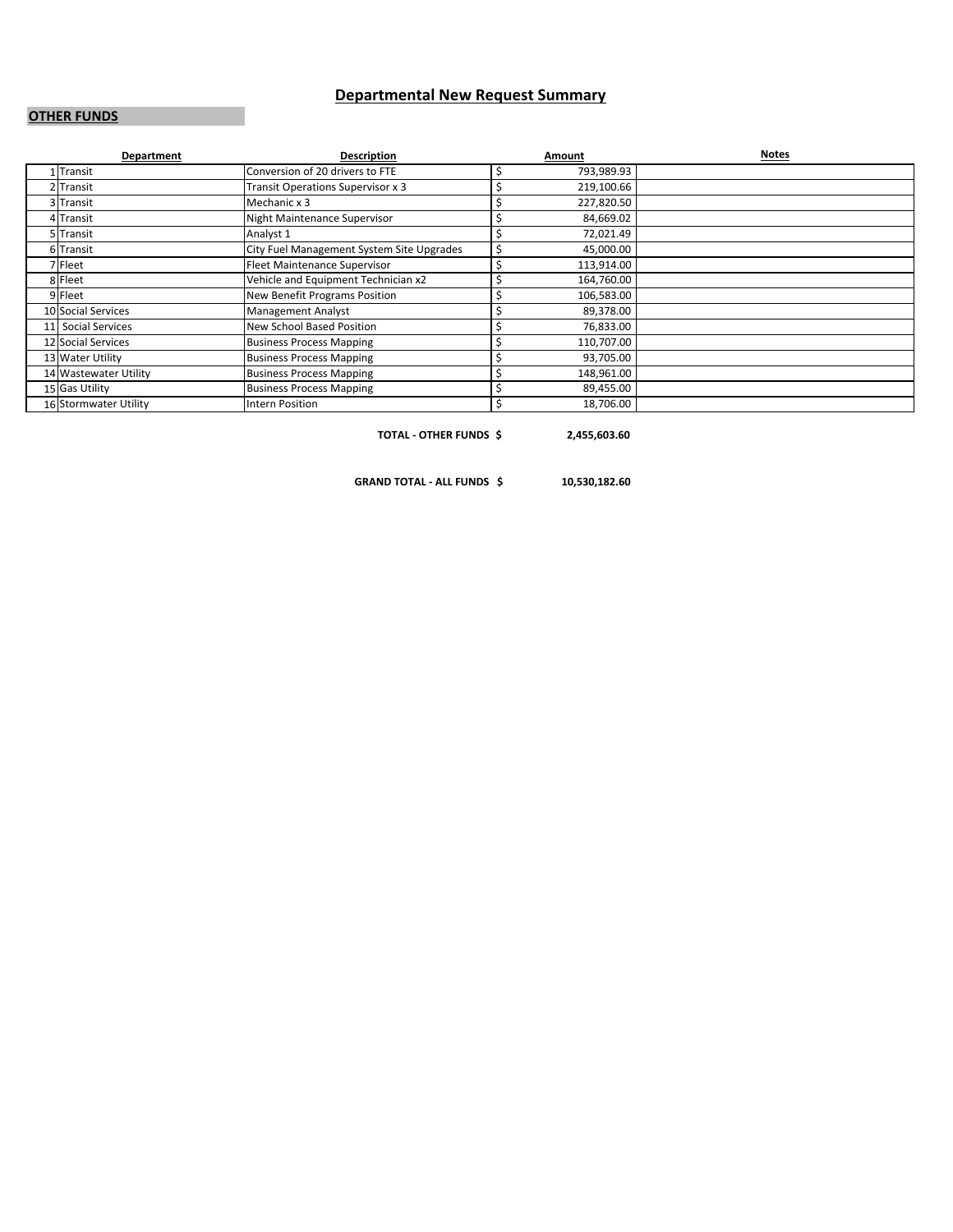# Departmental New Request Summary

## OTHER FUNDS

| | Department | Description | Amount | Notes |
|---|---|---|---|---|
| 1 | Transit | Conversion of 20 drivers to FTE | $ 793,989.93 | |
| 2 | Transit | Transit Operations Supervisor x 3 | $ 219,100.66 | |
| 3 | Transit | Mechanic x 3 | $ 227,820.50 | |
| 4 | Transit | Night Maintenance Supervisor | $ 84,669.02 | |
| 5 | Transit | Analyst 1 | $ 72,021.49 | |
| 6 | Transit | City Fuel Management System Site Upgrades | $ 45,000.00 | |
| 7 | Fleet | Fleet Maintenance Supervisor | $ 113,914.00 | |
| 8 | Fleet | Vehicle and Equipment Technician x2 | $ 164,760.00 | |
| 9 | Fleet | New Benefit Programs Position | $ 106,583.00 | |
| 10 | Social Services | Management Analyst | $ 89,378.00 | |
| 11 | Social Services | New School Based Position | $ 76,833.00 | |
| 12 | Social Services | Business Process Mapping | $ 110,707.00 | |
| 13 | Water Utility | Business Process Mapping | $ 93,705.00 | |
| 14 | Wastewater Utility | Business Process Mapping | $ 148,961.00 | |
| 15 | Gas Utility | Business Process Mapping | $ 89,455.00 | |
| 16 | Stormwater Utility | Intern Position | $ 18,706.00 | |

**TOTAL - OTHER FUNDS $ 2,455,603.60**

**GRAND TOTAL - ALL FUNDS $ 10,530,182.60**